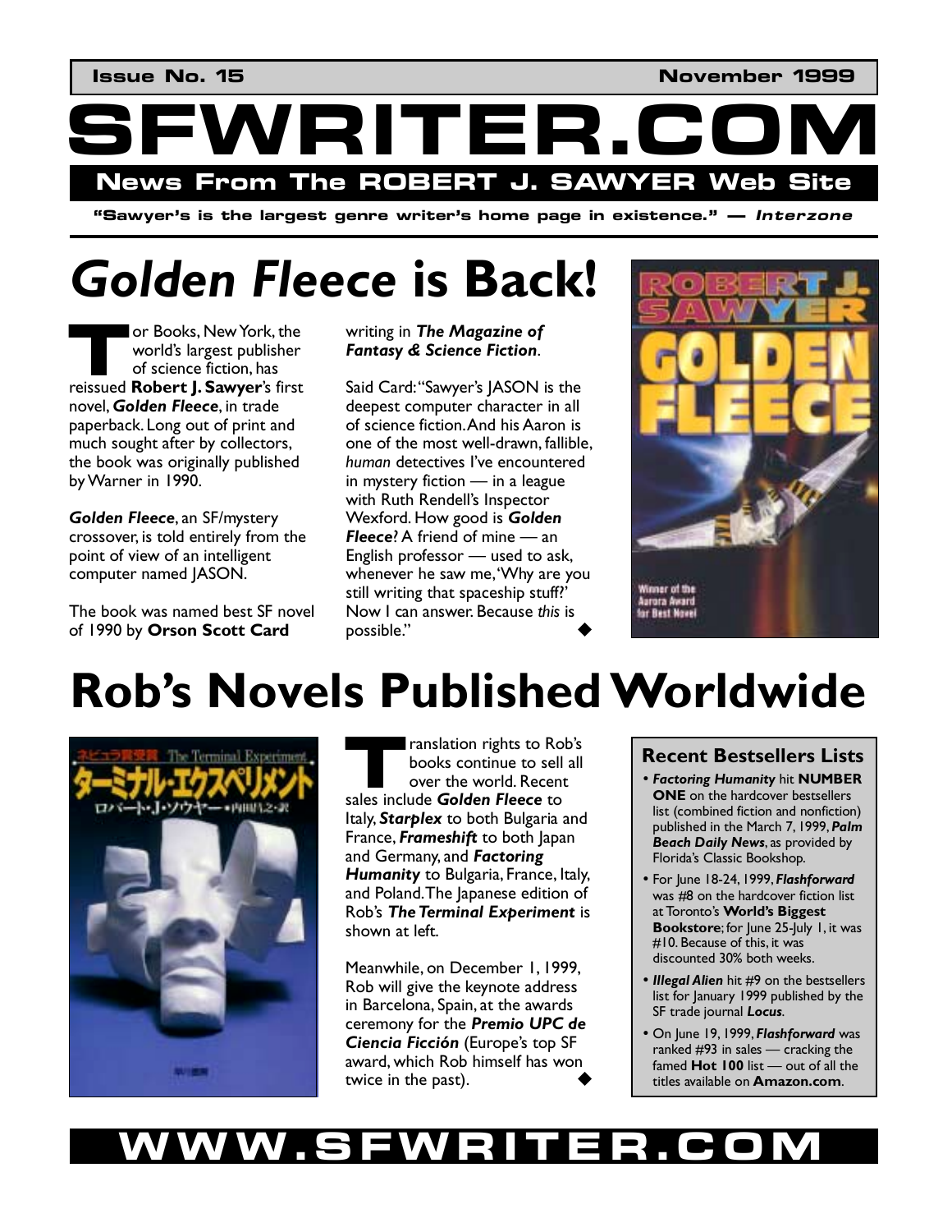Issue No. 15 November 1999

# SFWRITER.COM

**News From The ROBERT J. SAWYER Web Site**

**"Sawyer's is the largest genre writer's home page in existence." — *Interzone***

# *Golden Fleece* is Back!

Tor Books, New York, the world's largest publisher of science fiction, has reissued **Robert J. Sawyer**'s first novel, ***Golden Fleece***, in trade paperback. Long out of print and much sought after by collectors, the book was originally published by Warner in 1990.

***Golden Fleece***, an SF/mystery crossover, is told entirely from the point of view of an intelligent computer named JASON.

The book was named best SF novel of 1990 by **Orson Scott Card** writing in ***The Magazine of Fantasy & Science Fiction***.

Said Card: "Sawyer's JASON is the deepest computer character in all of science fiction. And his Aaron is one of the most well-drawn, fallible, *human* detectives I've encountered in mystery fiction — in a league with Ruth Rendell's Inspector Wexford. How good is ***Golden Fleece***? A friend of mine — an English professor — used to ask, whenever he saw me, 'Why are you still writing that spaceship stuff?' Now I can answer. Because *this* is possible." ◆

# Rob's Novels Published Worldwide

Translation rights to Rob's books continue to sell all over the world. Recent sales include ***Golden Fleece*** to Italy, ***Starplex*** to both Bulgaria and France, ***Frameshift*** to both Japan and Germany, and ***Factoring Humanity*** to Bulgaria, France, Italy, and Poland. The Japanese edition of Rob's ***The Terminal Experiment*** is shown at left.

Meanwhile, on December 1, 1999, Rob will give the keynote address in Barcelona, Spain, at the awards ceremony for the ***Premio UPC de Ciencia Ficción*** (Europe's top SF award, which Rob himself has won twice in the past). ◆

### Recent Bestsellers Lists

- ***Factoring Humanity*** hit **NUMBER ONE** on the hardcover bestsellers list (combined fiction and nonfiction) published in the March 7, 1999, ***Palm Beach Daily News***, as provided by Florida's Classic Bookshop.
- For June 18-24, 1999, ***Flashforward*** was #8 on the hardcover fiction list at Toronto's **World's Biggest Bookstore**; for June 25-July 1, it was #10. Because of this, it was discounted 30% both weeks.
- ***Illegal Alien*** hit #9 on the bestsellers list for January 1999 published by the SF trade journal ***Locus***.
- On June 19, 1999, ***Flashforward*** was ranked #93 in sales — cracking the famed **Hot 100** list — out of all the titles available on **Amazon.com**.

**WWW.SFWRITER.COM**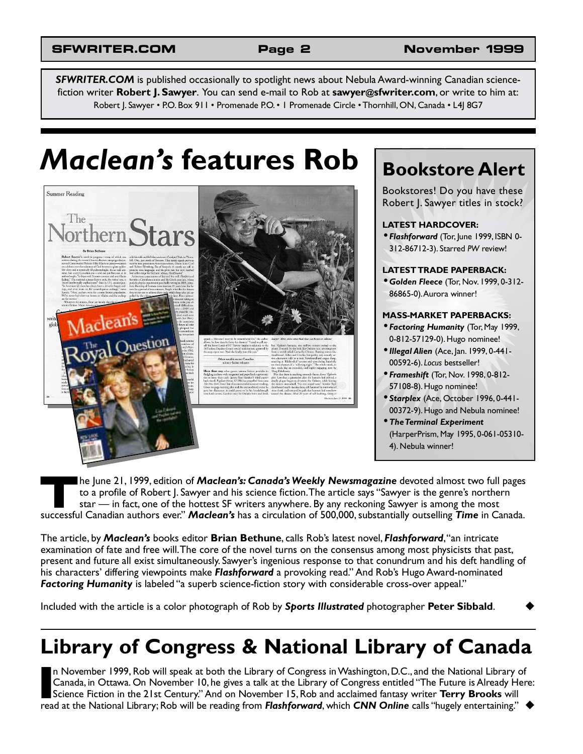*SFWRITER.COM* is published occasionally to spotlight news about Nebula Award-winning Canadian science-fiction writer **Robert J. Sawyer**. You can send e-mail to Rob at **sawyer@sfwriter.com**, or write to him at: Robert J. Sawyer • P.O. Box 911 • Promenade P.O. • 1 Promenade Circle • Thornhill, ON, Canada • L4J 8G7

# *Maclean's* features Rob

The June 21, 1999, edition of ***Maclean's: Canada's Weekly Newsmagazine*** devoted almost two full pages to a profile of Robert J. Sawyer and his science fiction. The article says "Sawyer is the genre's northern star — in fact, one of the hottest SF writers anywhere. By any reckoning Sawyer is among the most successful Canadian authors ever." ***Maclean's*** has a circulation of 500,000, substantially outselling ***Time*** in Canada.

The article, by ***Maclean's*** books editor **Brian Bethune**, calls Rob's latest novel, ***Flashforward***, "an intricate examination of fate and free will. The core of the novel turns on the consensus among most physicists that past, present and future all exist simultaneously. Sawyer's ingenious response to that conundrum and his deft handling of his characters' differing viewpoints make ***Flashforward*** a provoking read." And Rob's Hugo Award-nominated ***Factoring Humanity*** is labeled "a superb science-fiction story with considerable cross-over appeal."

Included with the article is a color photograph of Rob by ***Sports Illustrated*** photographer **Peter Sibbald**. ◆

## Bookstore Alert

Bookstores! Do you have these Robert J. Sawyer titles in stock?

**LATEST HARDCOVER:**

- ***Flashforward*** (Tor, June 1999, ISBN 0-312-86712-3). Starred *PW* review!

**LATEST TRADE PAPERBACK:**

- ***Golden Fleece*** (Tor, Nov. 1999, 0-312-86865-0). Aurora winner!

**MASS-MARKET PAPERBACKS:**

- ***Factoring Humanity*** (Tor, May 1999, 0-812-57129-0). Hugo nominee!
- ***Illegal Alien*** (Ace, Jan. 1999, 0-441-00592-6). *Locus* bestseller!
- ***Frameshift*** (Tor, Nov. 1998, 0-812-57108-8). Hugo nominee!
- ***Starplex*** (Ace, October 1996, 0-441-00372-9). Hugo and Nebula nominee!
- ***The Terminal Experiment*** (HarperPrism, May 1995, 0-061-05310-4). Nebula winner!

# Library of Congress & National Library of Canada

In November 1999, Rob will speak at both the Library of Congress in Washington, D.C., and the National Library of Canada, in Ottawa. On November 10, he gives a talk at the Library of Congress entitled "The Future is Already Here: Science Fiction in the 21st Century." And on November 15, Rob and acclaimed fantasy writer **Terry Brooks** will read at the National Library; Rob will be reading from ***Flashforward***, which ***CNN Online*** calls "hugely entertaining." ◆